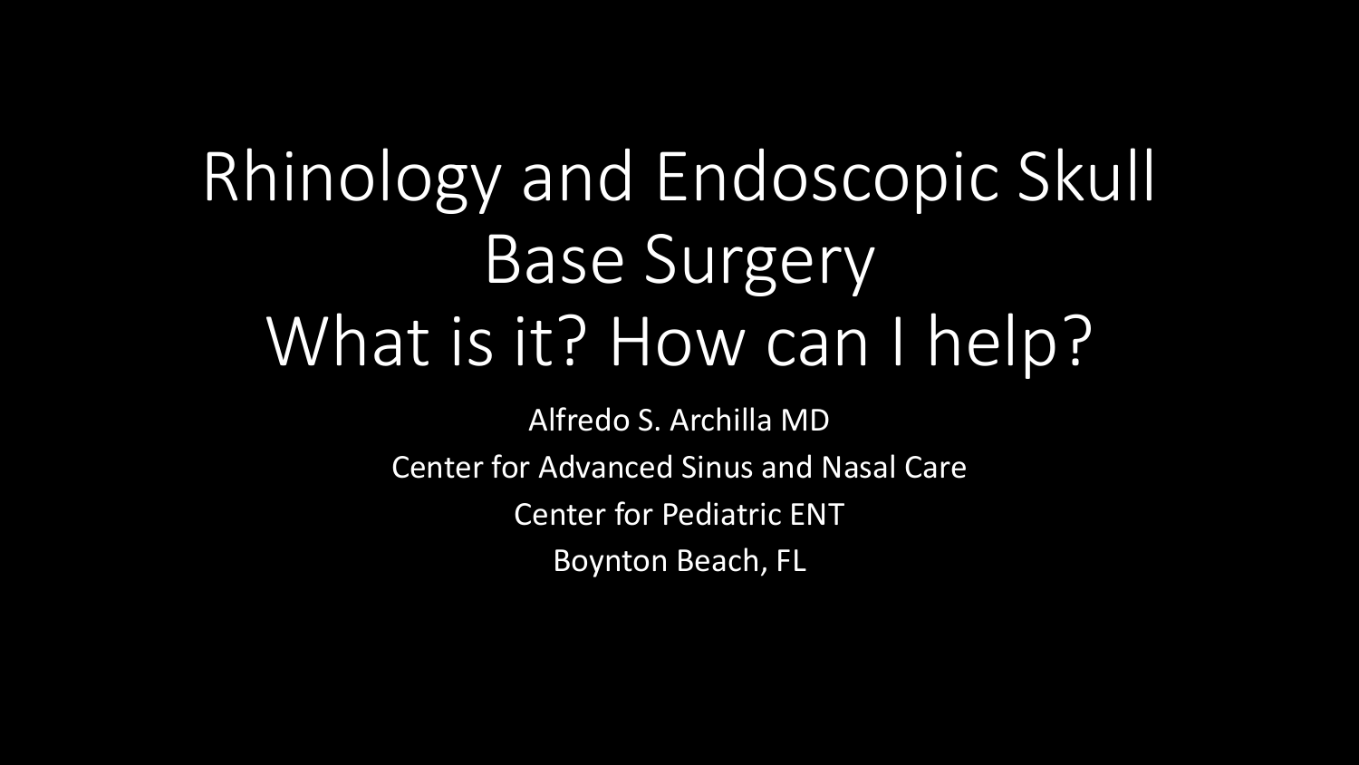# Rhinology and Endoscopic Skull Base Surgery
# What is it? How can I help?

Alfredo S. Archilla MD

Center for Advanced Sinus and Nasal Care

Center for Pediatric ENT

Boynton Beach, FL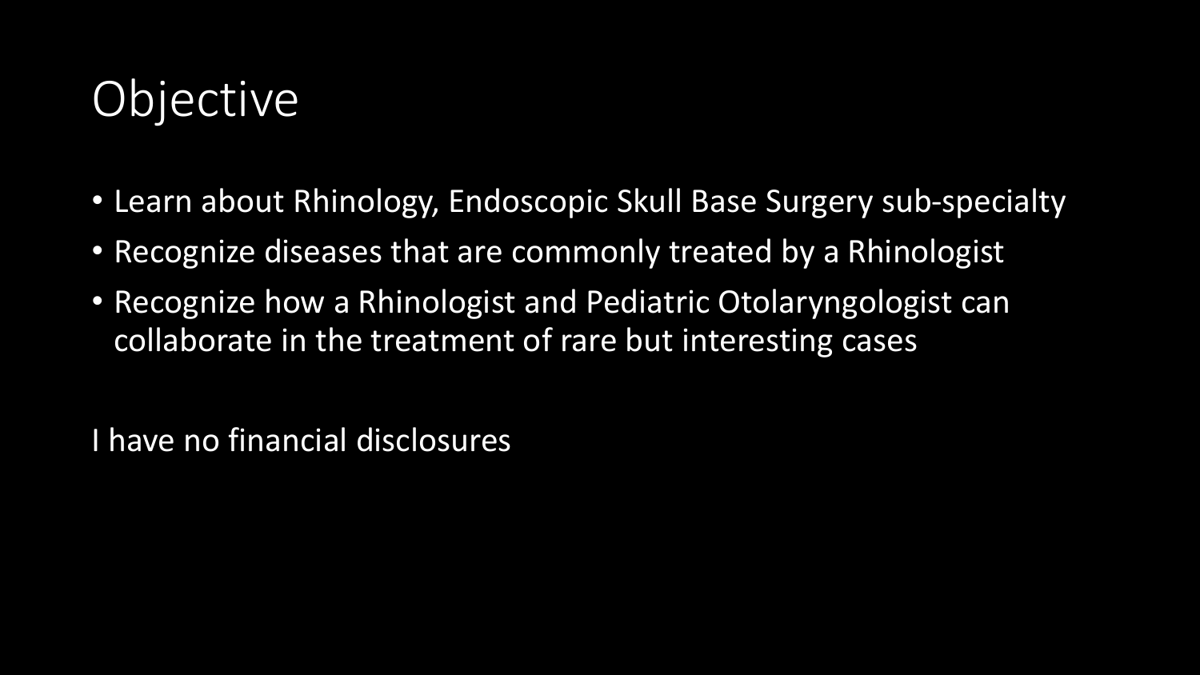# Objective

- Learn about Rhinology, Endoscopic Skull Base Surgery sub-specialty
- Recognize diseases that are commonly treated by a Rhinologist
- Recognize how a Rhinologist and Pediatric Otolaryngologist can collaborate in the treatment of rare but interesting cases

I have no financial disclosures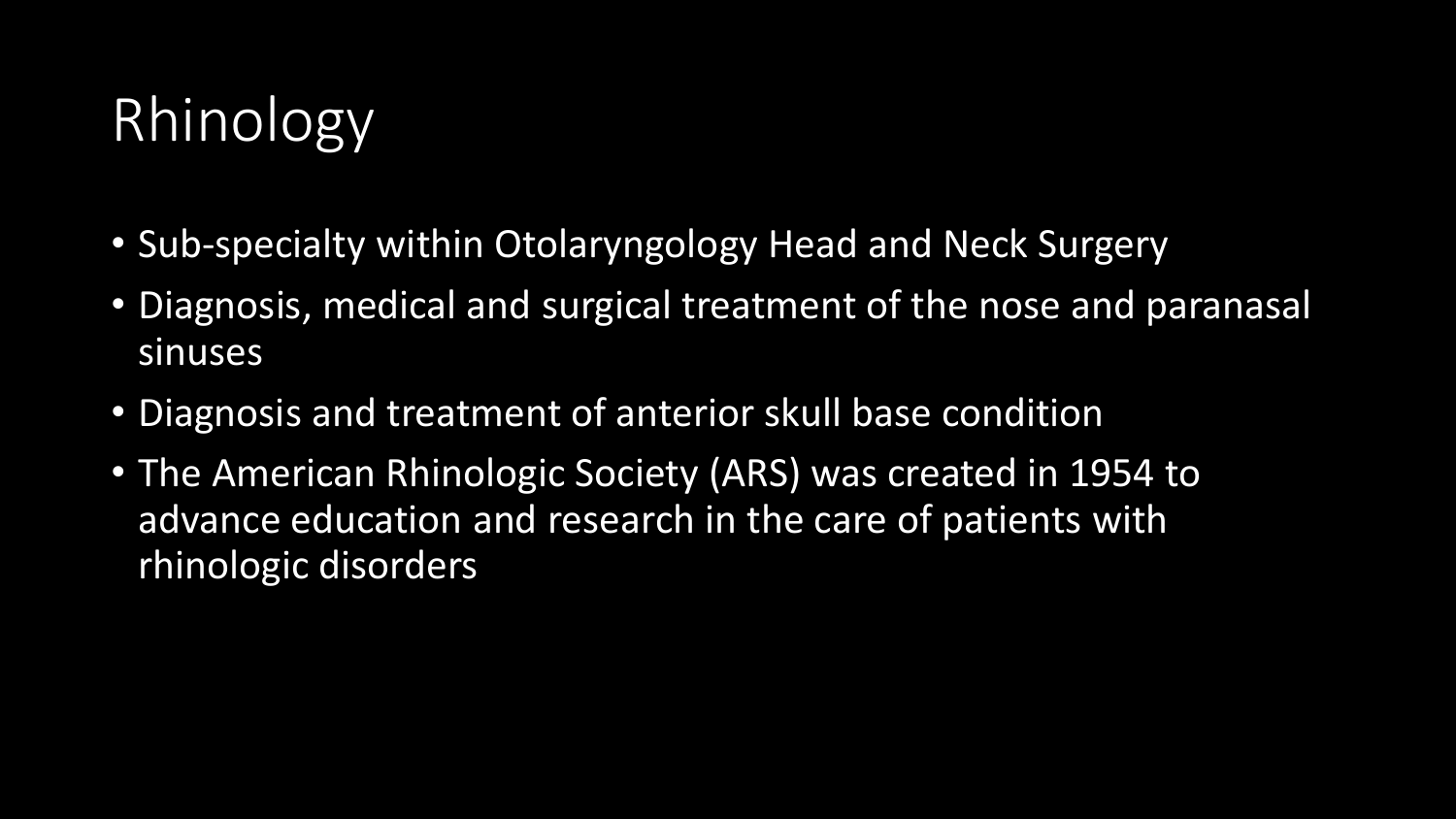# Rhinology

- Sub-specialty within Otolaryngology Head and Neck Surgery
- Diagnosis, medical and surgical treatment of the nose and paranasal sinuses
- Diagnosis and treatment of anterior skull base condition
- The American Rhinologic Society (ARS) was created in 1954 to advance education and research in the care of patients with rhinologic disorders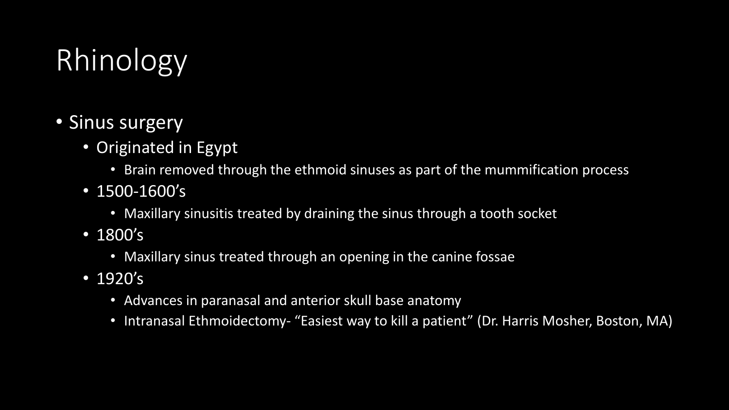# Rhinology

- Sinus surgery
  - Originated in Egypt
    - Brain removed through the ethmoid sinuses as part of the mummification process
  - 1500-1600's
    - Maxillary sinusitis treated by draining the sinus through a tooth socket
  - 1800's
    - Maxillary sinus treated through an opening in the canine fossae
  - 1920's
    - Advances in paranasal and anterior skull base anatomy
    - Intranasal Ethmoidectomy- "Easiest way to kill a patient" (Dr. Harris Mosher, Boston, MA)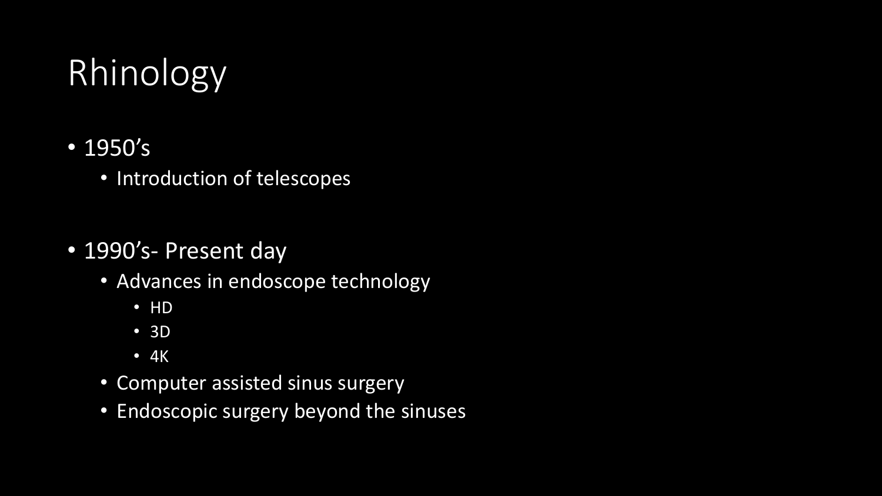# Rhinology

- 1950's
  - Introduction of telescopes

- 1990's- Present day
  - Advances in endoscope technology
    - HD
    - 3D
    - 4K
  - Computer assisted sinus surgery
  - Endoscopic surgery beyond the sinuses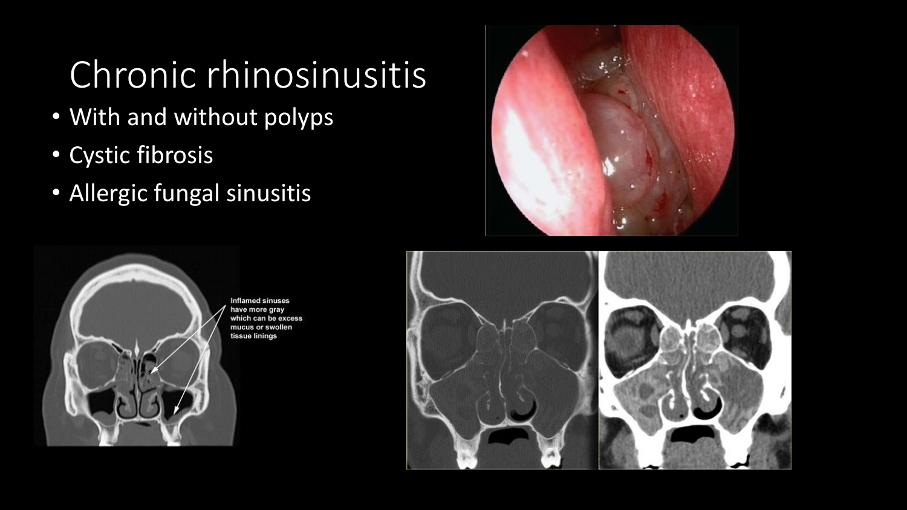# Chronic rhinosinusitis

- With and without polyps
- Cystic fibrosis
- Allergic fungal sinusitis

Inflamed sinuses have more gray which can be excess mucus or swollen tissue linings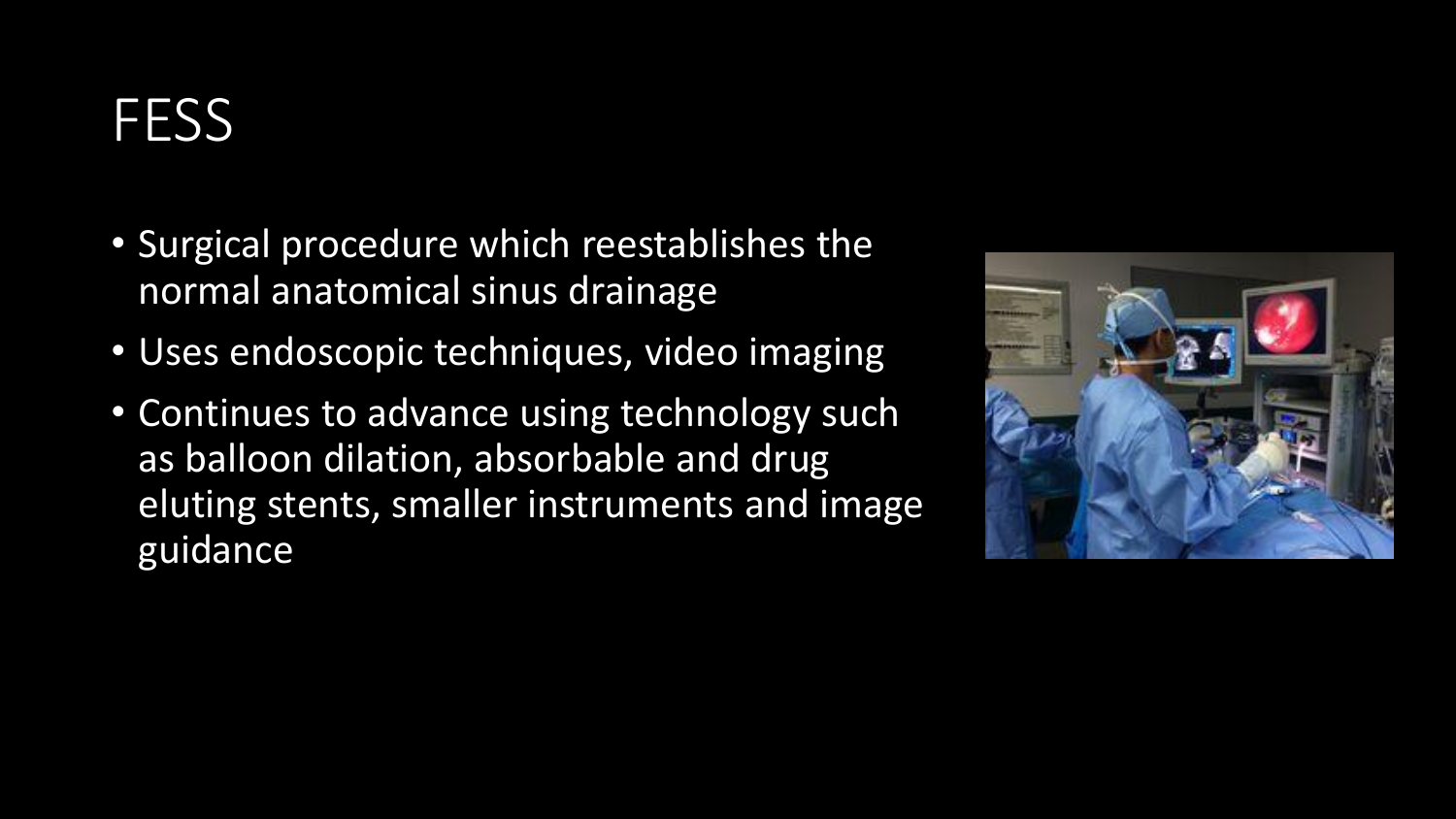# FESS

- Surgical procedure which reestablishes the normal anatomical sinus drainage
- Uses endoscopic techniques, video imaging
- Continues to advance using technology such as balloon dilation, absorbable and drug eluting stents, smaller instruments and image guidance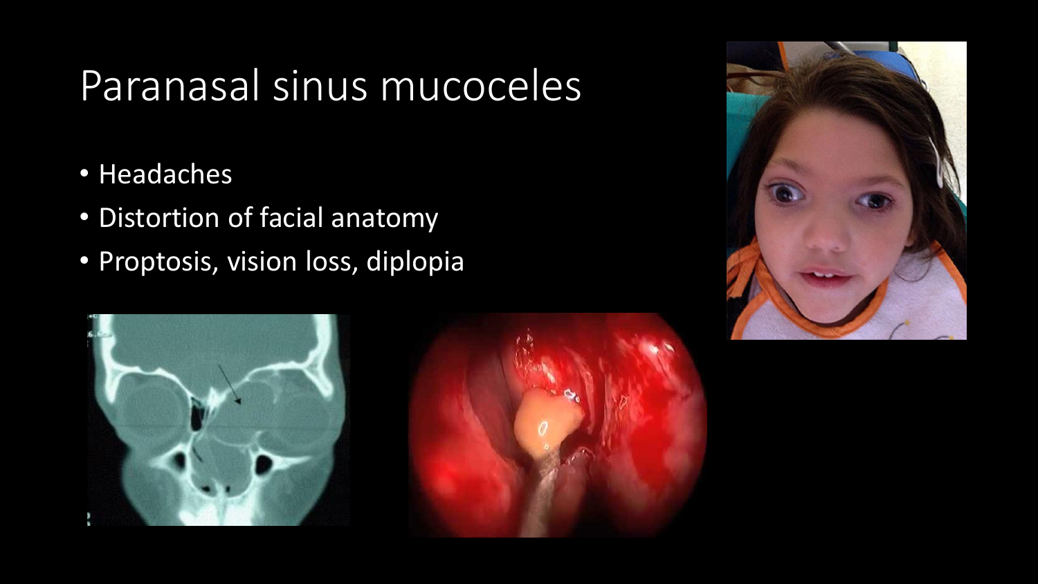# Paranasal sinus mucoceles

- Headaches
- Distortion of facial anatomy
- Proptosis, vision loss, diplopia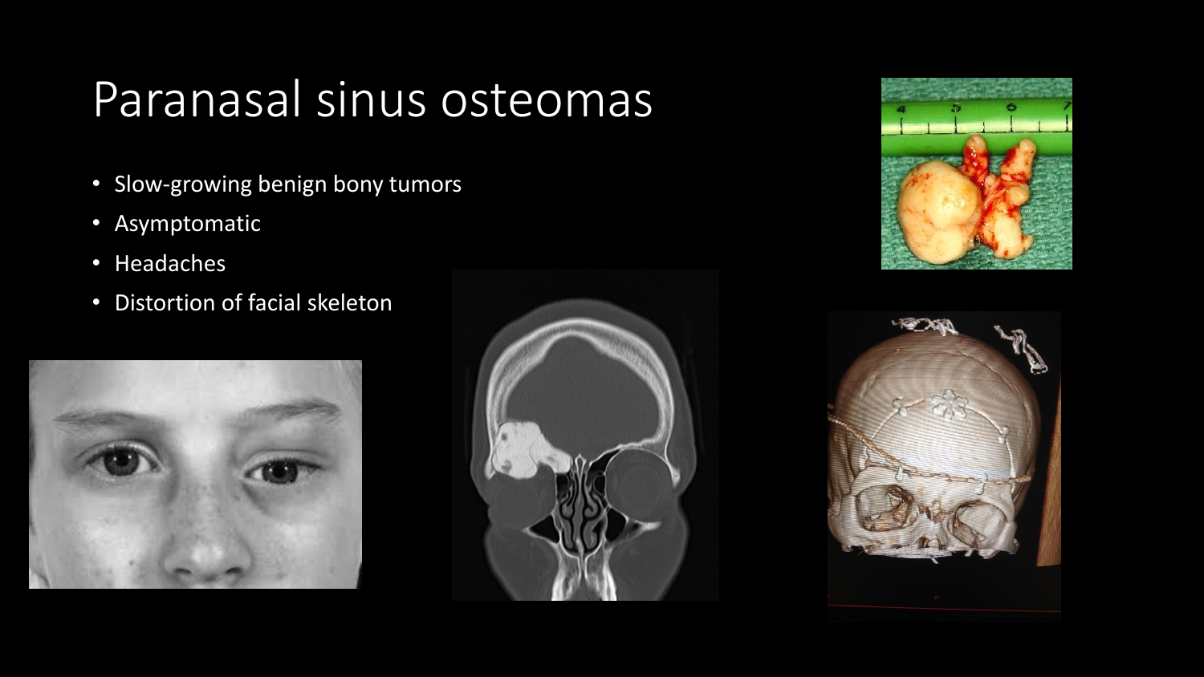# Paranasal sinus osteomas

- Slow-growing benign bony tumors
- Asymptomatic
- Headaches
- Distortion of facial skeleton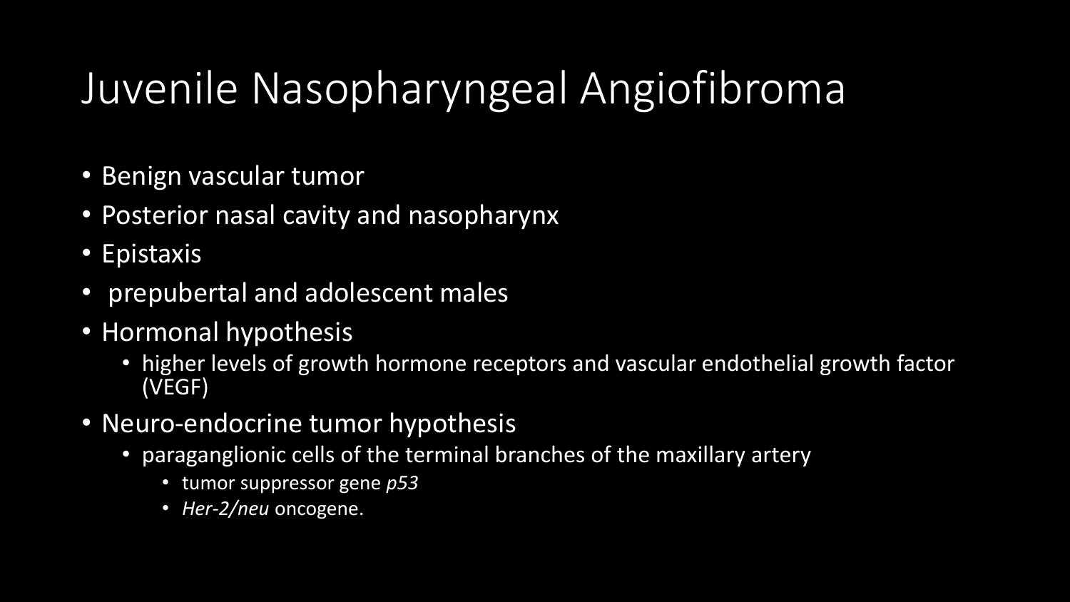# Juvenile Nasopharyngeal Angiofibroma

- Benign vascular tumor
- Posterior nasal cavity and nasopharynx
- Epistaxis
- prepubertal and adolescent males
- Hormonal hypothesis
  - higher levels of growth hormone receptors and vascular endothelial growth factor (VEGF)
- Neuro-endocrine tumor hypothesis
  - paraganglionic cells of the terminal branches of the maxillary artery
    - tumor suppressor gene *p53*
    - *Her-2/neu* oncogene.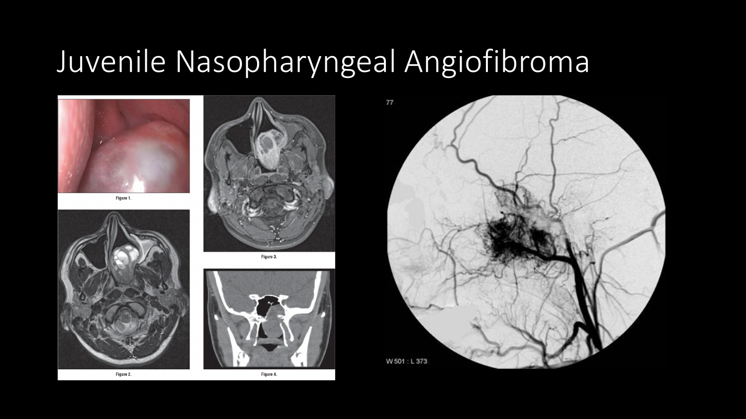# Juvenile Nasopharyngeal Angiofibroma

Figure 1.

Figure 2.

Figure 3.

Figure 4.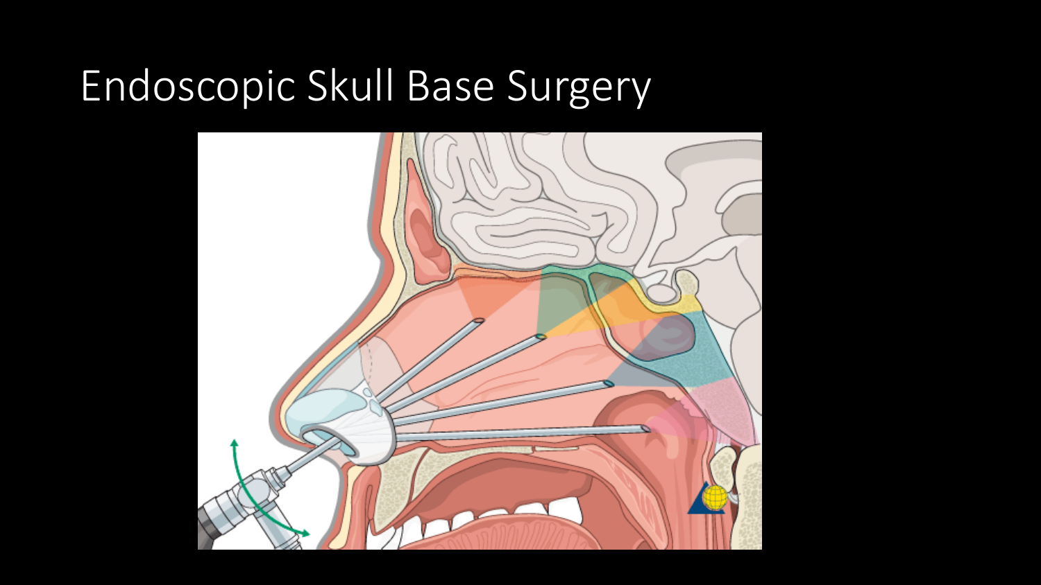# Endoscopic Skull Base Surgery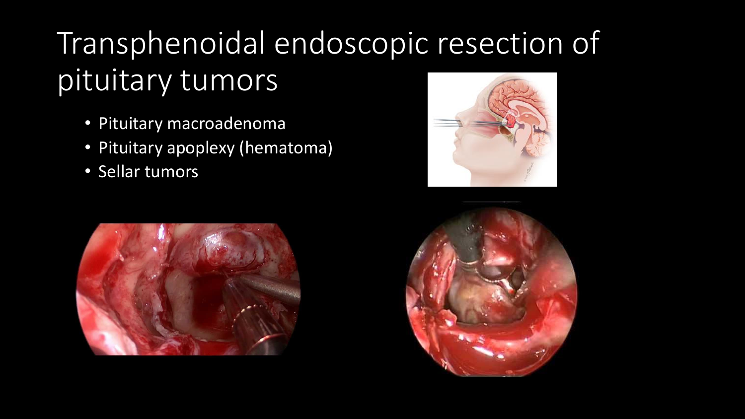# Transphenoidal endoscopic resection of pituitary tumors

- Pituitary macroadenoma
- Pituitary apoplexy (hematoma)
- Sellar tumors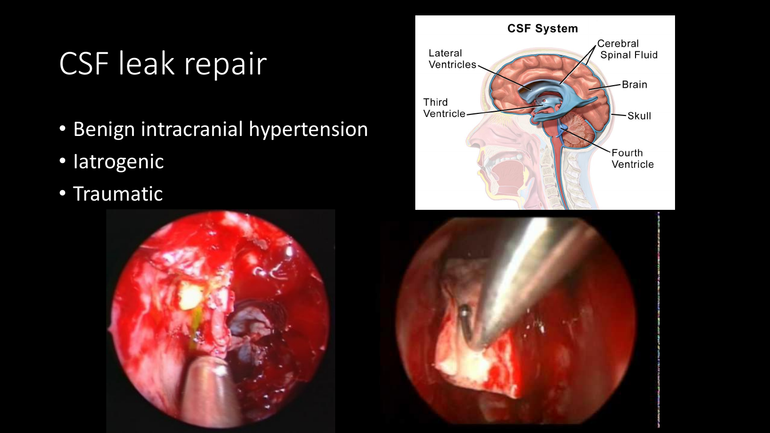# CSF leak repair

- Benign intracranial hypertension
- Iatrogenic
- Traumatic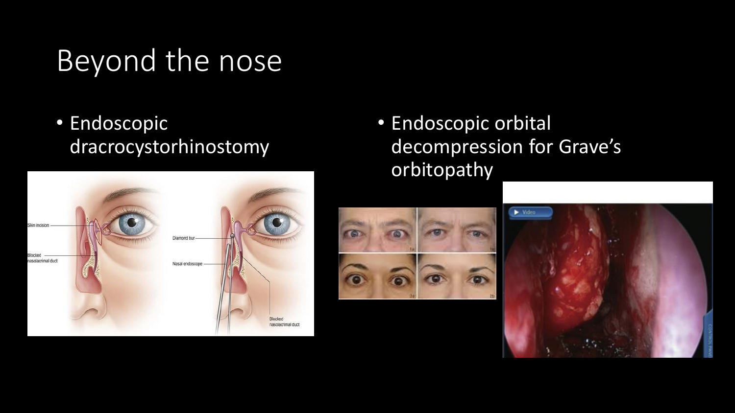# Beyond the nose

- Endoscopic dracrocystorhinostomy

- Endoscopic orbital decompression for Grave's orbitopathy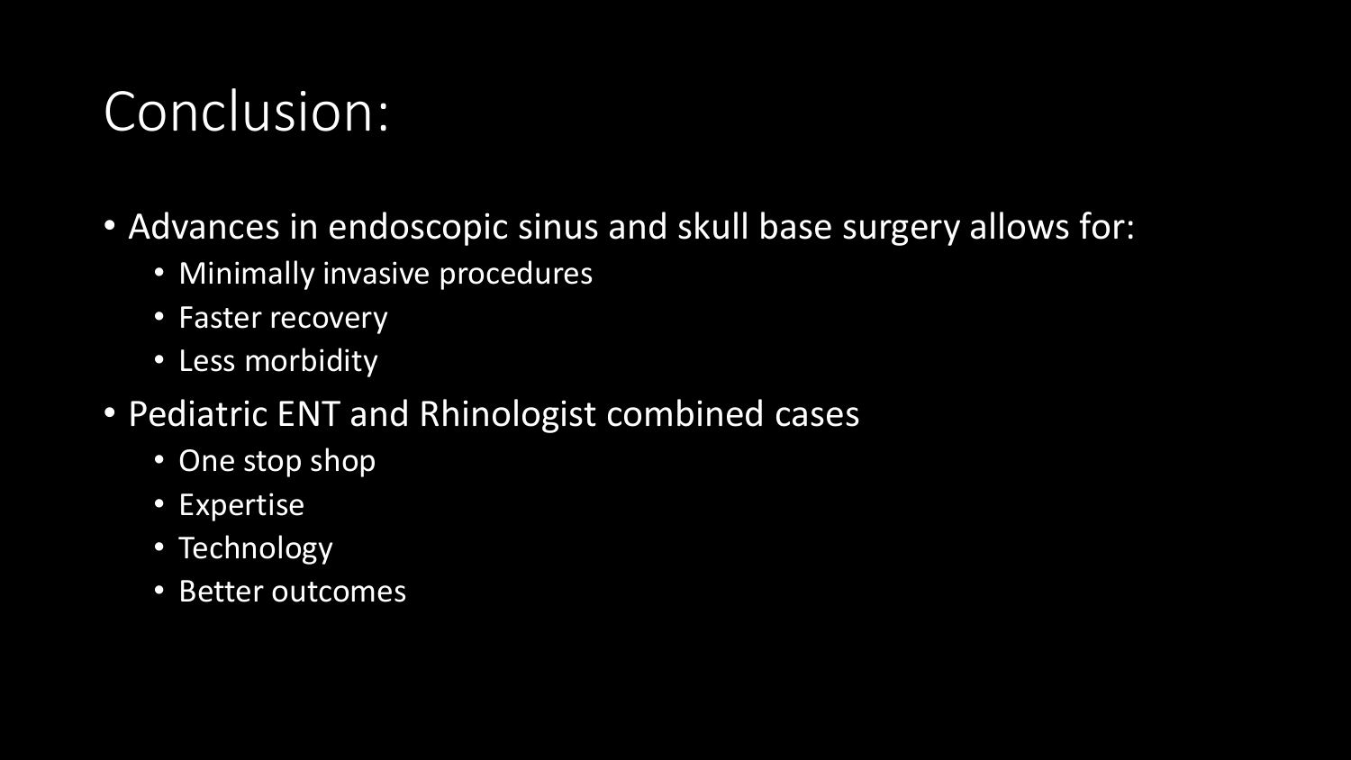# Conclusion:

- Advances in endoscopic sinus and skull base surgery allows for:
  - Minimally invasive procedures
  - Faster recovery
  - Less morbidity
- Pediatric ENT and Rhinologist combined cases
  - One stop shop
  - Expertise
  - Technology
  - Better outcomes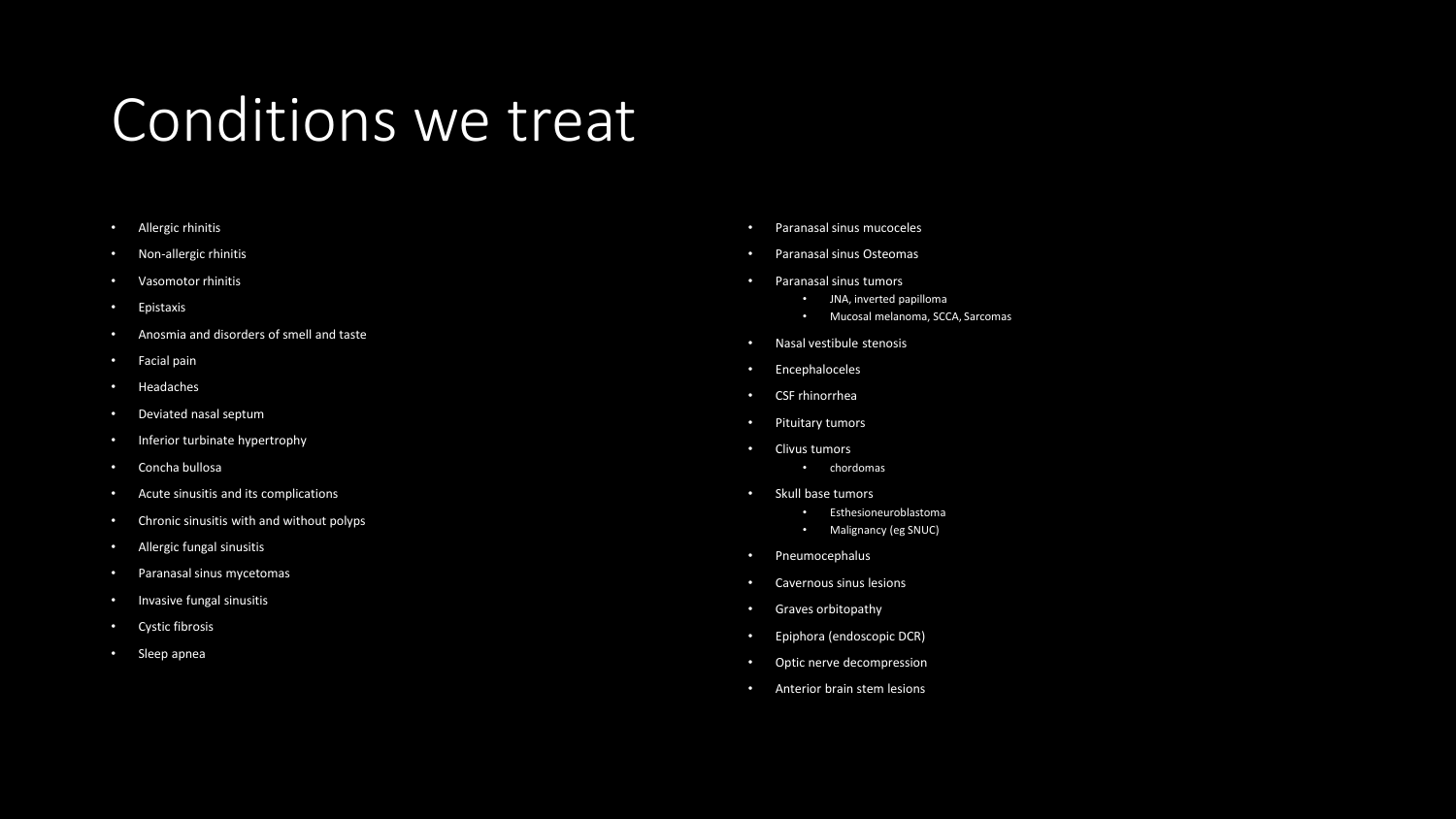# Conditions we treat

- Allergic rhinitis
- Non-allergic rhinitis
- Vasomotor rhinitis
- Epistaxis
- Anosmia and disorders of smell and taste
- Facial pain
- Headaches
- Deviated nasal septum
- Inferior turbinate hypertrophy
- Concha bullosa
- Acute sinusitis and its complications
- Chronic sinusitis with and without polyps
- Allergic fungal sinusitis
- Paranasal sinus mycetomas
- Invasive fungal sinusitis
- Cystic fibrosis
- Sleep apnea
- Paranasal sinus mucoceles
- Paranasal sinus Osteomas
- Paranasal sinus tumors
  - JNA, inverted papilloma
  - Mucosal melanoma, SCCA, Sarcomas
- Nasal vestibule stenosis
- Encephaloceles
- CSF rhinorrhea
- Pituitary tumors
- Clivus tumors
  - chordomas
- Skull base tumors
  - Esthesioneuroblastoma
  - Malignancy (eg SNUC)
- Pneumocephalus
- Cavernous sinus lesions
- Graves orbitopathy
- Epiphora (endoscopic DCR)
- Optic nerve decompression
- Anterior brain stem lesions